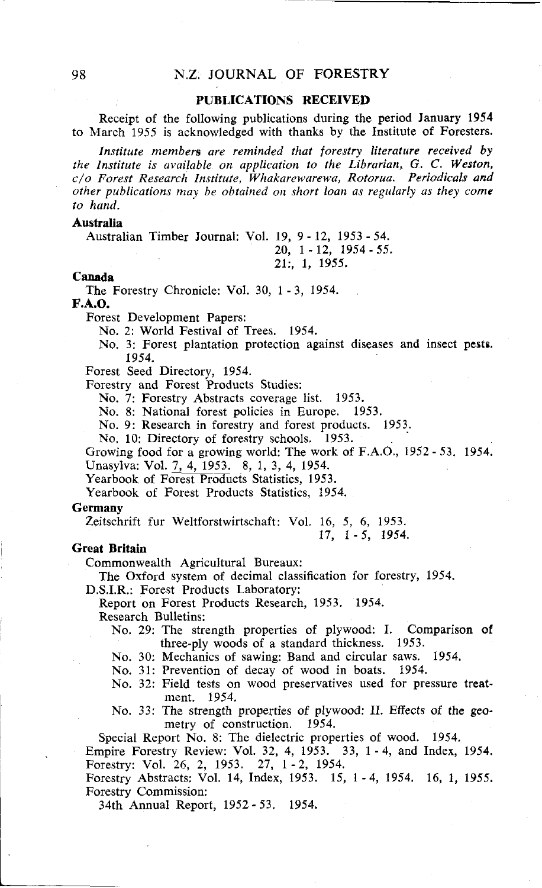## PUBLICATIONS RECEIVED

Receipt of the following publications during the period January 1954 to March 1955 is acknowledged with thanks by the Institute of Foresters.

*Institute members are reminded that forestry literature received by the Institute is available on application to the Librarian, G. C. Weston, c/o Forest Research Institute, Whakarewarewa, Rotorua. Periodicals and other publications may be obtained on short loan as regularly as they come to hand.*

**Australia**

Australian Timber Journal: Vol. 19, 9 - 12, 1953 - 54.
20, 1 - 12, 1954 - 55.
21:, 1, 1955.

**Canada**

The Forestry Chronicle: Vol. 30, 1 - 3, 1954.

**F.A.O.**

Forest Development Papers:

No. 2: World Festival of Trees. 1954.

No. 3: Forest plantation protection against diseases and insect pests. 1954.

Forest Seed Directory, 1954.

Forestry and Forest Products Studies:

No. 7: Forestry Abstracts coverage list. 1953.

No. 8: National forest policies in Europe. 1953.

No. 9: Research in forestry and forest products. 1953.

No. 10: Directory of forestry schools. 1953.

Growing food for a growing world: The work of F.A.O., 1952 - 53. 1954.

Unasylva: Vol. 7, 4, 1953. 8, 1, 3, 4, 1954.

Yearbook of Forest Products Statistics, 1953.

Yearbook of Forest Products Statistics, 1954.

**Germany**

Zeitschrift fur Weltforstwirtschaft: Vol. 16, 5, 6, 1953.
17, 1 - 5, 1954.

**Great Britain**

Commonwealth Agricultural Bureaux:

The Oxford system of decimal classification for forestry, 1954.

D.S.I.R.: Forest Products Laboratory:

Report on Forest Products Research, 1953. 1954.

Research Bulletins:

No. 29: The strength properties of plywood: I. Comparison of three-ply woods of a standard thickness. 1953.

No. 30: Mechanics of sawing: Band and circular saws. 1954.

No. 31: Prevention of decay of wood in boats. 1954.

No. 32: Field tests on wood preservatives used for pressure treatment. 1954.

No. 33: The strength properties of plywood: II. Effects of the geometry of construction. 1954.

Special Report No. 8: The dielectric properties of wood. 1954.

Empire Forestry Review: Vol. 32, 4, 1953. 33, 1 - 4, and Index, 1954.

Forestry: Vol. 26, 2, 1953. 27, 1 - 2, 1954.

Forestry Abstracts: Vol. 14, Index, 1953. 15, 1 - 4, 1954. 16, 1, 1955.

Forestry Commission:

34th Annual Report, 1952 - 53. 1954.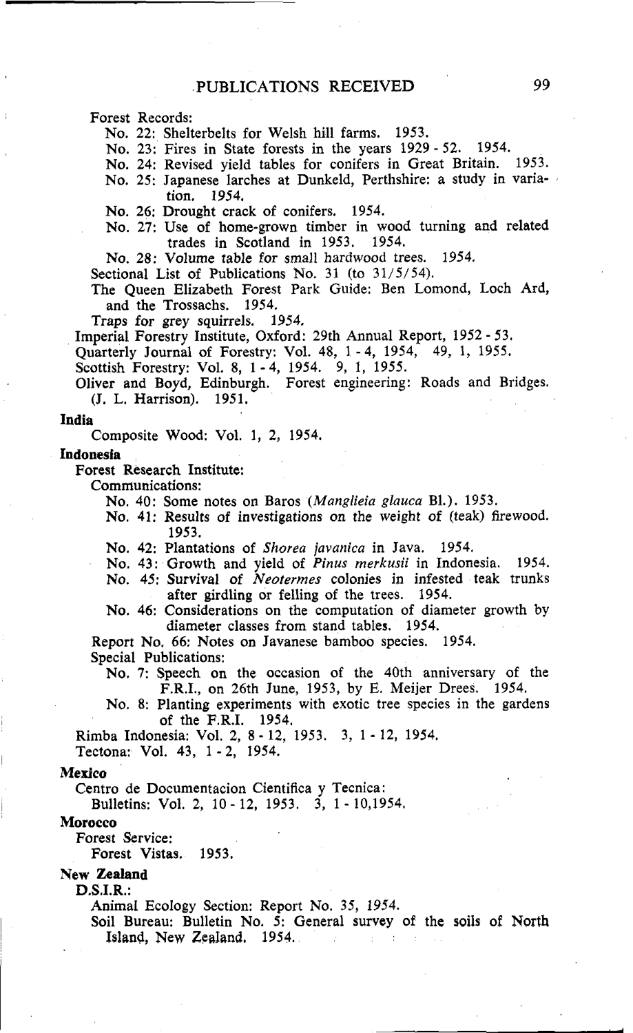Forest Records:

No. 22: Shelterbelts for Welsh hill farms. 1953.

No. 23: Fires in State forests in the years 1929 - 52. 1954.

No. 24: Revised yield tables for conifers in Great Britain. 1953.

No. 25: Japanese larches at Dunkeld, Perthshire: a study in variation. 1954.

No. 26: Drought crack of conifers. 1954.

No. 27: Use of home-grown timber in wood turning and related trades in Scotland in 1953. 1954.

No. 28: Volume table for small hardwood trees. 1954.

Sectional List of Publications No. 31 (to 31/5/54).

The Queen Elizabeth Forest Park Guide: Ben Lomond, Loch Ard, and the Trossachs. 1954.

Traps for grey squirrels. 1954.

Imperial Forestry Institute, Oxford: 29th Annual Report, 1952 - 53.

Quarterly Journal of Forestry: Vol. 48, 1 - 4, 1954, 49, 1, 1955.

Scottish Forestry: Vol. 8, 1 - 4, 1954. 9, 1, 1955.

Oliver and Boyd, Edinburgh. Forest engineering: Roads and Bridges. (J. L. Harrison). 1951.

**India**

Composite Wood: Vol. 1, 2, 1954.

**Indonesia**

Forest Research Institute:

Communications:

No. 40: Some notes on Baros (*Manglieia glauca* Bl.). 1953.

No. 41: Results of investigations on the weight of (teak) firewood. 1953.

No. 42: Plantations of *Shorea javanica* in Java. 1954.

No. 43: Growth and yield of *Pinus merkusii* in Indonesia. 1954.

No. 45: Survival of *Neotermes* colonies in infested teak trunks after girdling or felling of the trees. 1954.

No. 46: Considerations on the computation of diameter growth by diameter classes from stand tables. 1954.

Report No. 66: Notes on Javanese bamboo species. 1954.

Special Publications:

No. 7: Speech on the occasion of the 40th anniversary of the F.R.I., on 26th June, 1953, by E. Meijer Drees. 1954.

No. 8: Planting experiments with exotic tree species in the gardens of the F.R.I. 1954.

Rimba Indonesia: Vol. 2, 8 - 12, 1953. 3, 1 - 12, 1954.

Tectona: Vol. 43, 1 - 2, 1954.

**Mexico**

Centro de Documentacion Cientifica y Tecnica:

Bulletins: Vol. 2, 10 - 12, 1953. 3, 1 - 10,1954.

**Morocco**

Forest Service:

Forest Vistas. 1953.

**New Zealand**

D.S.I.R.:

Animal Ecology Section: Report No. 35, 1954.

Soil Bureau: Bulletin No. 5: General survey of the soils of North Island, New Zealand. 1954.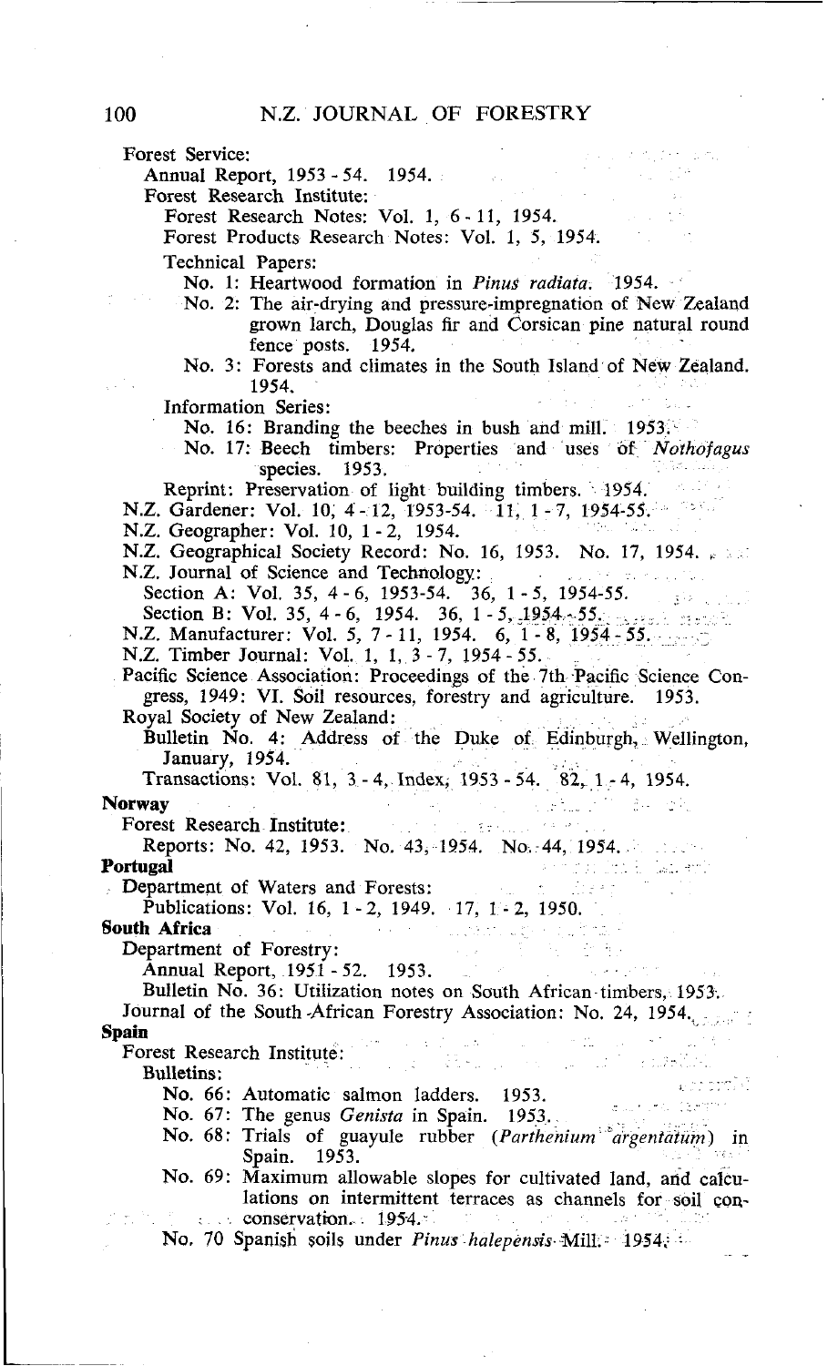Forest Service:

Annual Report, 1953 - 54. 1954.

Forest Research Institute:

Forest Research Notes: Vol. 1, 6 - 11, 1954.

Forest Products Research Notes: Vol. 1, 5, 1954.

Technical Papers:

No. 1: Heartwood formation in *Pinus radiata*. 1954.

No. 2: The air-drying and pressure-impregnation of New Zealand grown larch, Douglas fir and Corsican pine natural round fence posts. 1954.

No. 3: Forests and climates in the South Island of New Zealand. 1954.

Information Series:

No. 16: Branding the beeches in bush and mill. 1953.

No. 17: Beech timbers: Properties and uses of *Nothofagus* species. 1953.

Reprint: Preservation of light building timbers. 1954.

N.Z. Gardener: Vol. 10, 4 - 12, 1953-54. 11, 1 - 7, 1954-55.

N.Z. Geographer: Vol. 10, 1 - 2, 1954.

N.Z. Geographical Society Record: No. 16, 1953. No. 17, 1954.

N.Z. Journal of Science and Technology:

Section A: Vol. 35, 4 - 6, 1953-54. 36, 1 - 5, 1954-55.

Section B: Vol. 35, 4 - 6, 1954. 36, 1 - 5, 1954-55.

N.Z. Manufacturer: Vol. 5, 7 - 11, 1954. 6, 1 - 8, 1954 - 55.

N.Z. Timber Journal: Vol. 1, 1, 3 - 7, 1954 - 55.

Pacific Science Association: Proceedings of the 7th Pacific Science Congress, 1949: VI. Soil resources, forestry and agriculture. 1953.

Royal Society of New Zealand:

Bulletin No. 4: Address of the Duke of Edinburgh, Wellington, January, 1954.

Transactions: Vol. 81, 3 - 4, Index, 1953 - 54. 82, 1 - 4, 1954.

**Norway**

Forest Research Institute:

Reports: No. 42, 1953. No. 43, 1954. No. 44, 1954.

**Portugal**

Department of Waters and Forests:

Publications: Vol. 16, 1 - 2, 1949. 17, 1 - 2, 1950.

**South Africa**

Department of Forestry:

Annual Report, 1951 - 52. 1953.

Bulletin No. 36: Utilization notes on South African timbers, 1953.

Journal of the South African Forestry Association: No. 24, 1954.

**Spain**

Forest Research Institute:

Bulletins:

No. 66: Automatic salmon ladders. 1953.

No. 67: The genus *Genista* in Spain. 1953.

No. 68: Trials of guayule rubber (*Parthenium argentatum*) in Spain. 1953.

No. 69: Maximum allowable slopes for cultivated land, and calculations on intermittent terraces as channels for soil conservation. 1954.

No. 70 Spanish soils under *Pinus halepensis* Mill. 1954.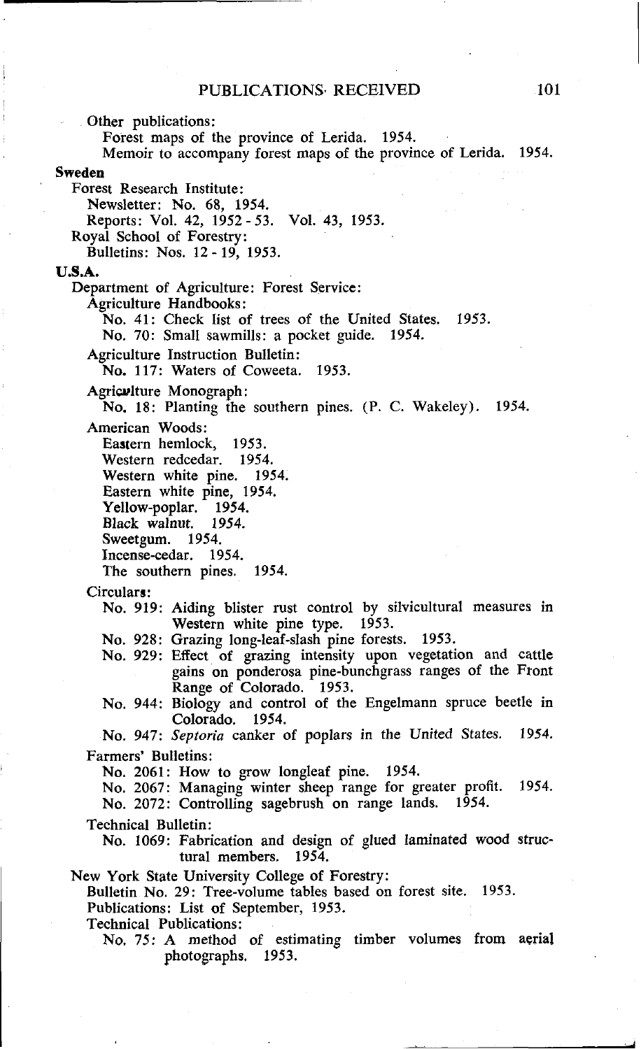Other publications:

Forest maps of the province of Lerida. 1954.

Memoir to accompany forest maps of the province of Lerida. 1954.

**Sweden**

Forest Research Institute:

Newsletter: No. 68, 1954.

Reports: Vol. 42, 1952 - 53. Vol. 43, 1953.

Royal School of Forestry:

Bulletins: Nos. 12 - 19, 1953.

**U.S.A.**

Department of Agriculture: Forest Service:

Agriculture Handbooks:

No. 41: Check list of trees of the United States. 1953.

No. 70: Small sawmills: a pocket guide. 1954.

Agriculture Instruction Bulletin:

No. 117: Waters of Coweeta. 1953.

Agriculture Monograph:

No. 18: Planting the southern pines. (P. C. Wakeley). 1954.

American Woods:

Eastern hemlock, 1953.
Western redcedar. 1954.
Western white pine. 1954.
Eastern white pine, 1954.
Yellow-poplar. 1954.
Black walnut. 1954.
Sweetgum. 1954.
Incense-cedar. 1954.
The southern pines. 1954.

Circulars:

No. 919: Aiding blister rust control by silvicultural measures in Western white pine type. 1953.

No. 928: Grazing long-leaf-slash pine forests. 1953.

No. 929: Effect of grazing intensity upon vegetation and cattle gains on ponderosa pine-bunchgrass ranges of the Front Range of Colorado. 1953.

No. 944: Biology and control of the Engelmann spruce beetle in Colorado. 1954.

No. 947: *Septoria* canker of poplars in the United States. 1954.

Farmers' Bulletins:

No. 2061: How to grow longleaf pine. 1954.

No. 2067: Managing winter sheep range for greater profit. 1954.

No. 2072: Controlling sagebrush on range lands. 1954.

Technical Bulletin:

No. 1069: Fabrication and design of glued laminated wood structural members. 1954.

New York State University College of Forestry:

Bulletin No. 29: Tree-volume tables based on forest site. 1953.

Publications: List of September, 1953.

Technical Publications:

No. 75: A method of estimating timber volumes from aerial photographs. 1953.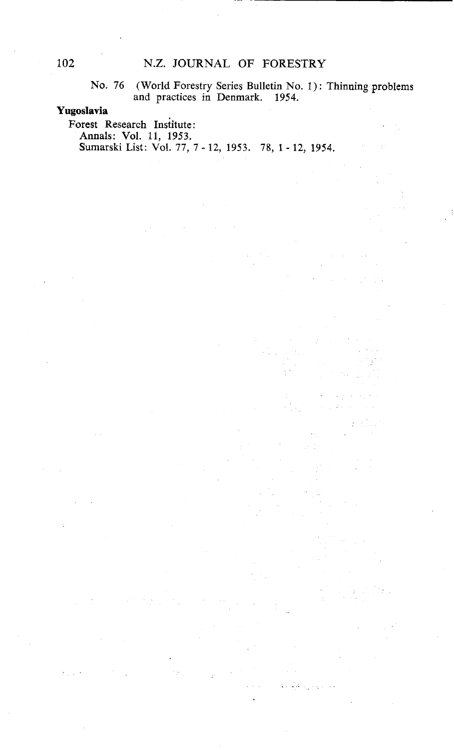No. 76 (World Forestry Series Bulletin No. 1): Thinning problems and practices in Denmark. 1954.

**Yugoslavia**

Forest Research Institute:

Annals: Vol. 11, 1953.

Sumarski List: Vol. 77, 7 - 12, 1953. 78, 1 - 12, 1954.